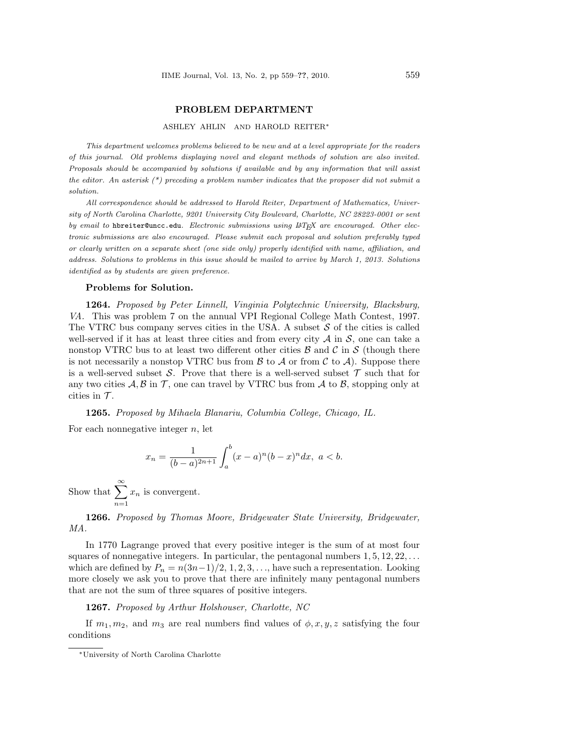## PROBLEM DEPARTMENT

ASHLEY AHLIN AND HAROLD REITER[*]

*This department welcomes problems believed to be new and at a level appropriate for the readers of this journal. Old problems displaying novel and elegant methods of solution are also invited. Proposals should be accompanied by solutions if available and by any information that will assist the editor. An asterisk (\*) preceding a problem number indicates that the proposer did not submit a solution.*

*All correspondence should be addressed to Harold Reiter, Department of Mathematics, University of North Carolina Charlotte, 9201 University City Boulevard, Charlotte, NC 28223-0001 or sent by email to* hbreiter@uncc.edu. *Electronic submissions using LaTeX are encouraged. Other electronic submissions are also encouraged. Please submit each proposal and solution preferably typed or clearly written on a separate sheet (one side only) properly identified with name, affiliation, and address. Solutions to problems in this issue should be mailed to arrive by March 1, 2013. Solutions identified as by students are given preference.*

### Problems for Solution.

**1264.** *Proposed by Peter Linnell, Vinginia Polytechnic University, Blacksburg, VA.* This was problem 7 on the annual VPI Regional College Math Contest, 1997. The VTRC bus company serves cities in the USA. A subset $\mathcal{S}$ of the cities is called well-served if it has at least three cities and from every city $\mathcal{A}$ in $\mathcal{S}$, one can take a nonstop VTRC bus to at least two different other cities $\mathcal{B}$ and $\mathcal{C}$ in $\mathcal{S}$ (though there is not necessarily a nonstop VTRC bus from $\mathcal{B}$ to $\mathcal{A}$ or from $\mathcal{C}$ to $\mathcal{A}$). Suppose there is a well-served subset $\mathcal{S}$. Prove that there is a well-served subset $\mathcal{T}$ such that for any two cities $\mathcal{A}, \mathcal{B}$ in $\mathcal{T}$, one can travel by VTRC bus from $\mathcal{A}$ to $\mathcal{B}$, stopping only at cities in $\mathcal{T}$.

**1265.** *Proposed by Mihaela Blanariu, Columbia College, Chicago, IL.*

For each nonnegative integer $n$, let

$$x_n = \frac{1}{(b-a)^{2n+1}} \int_a^b (x-a)^n (b-x)^n dx, \ a < b.$$

Show that $\sum_{n=1}^{\infty} x_n$ is convergent.

**1266.** *Proposed by Thomas Moore, Bridgewater State University, Bridgewater, MA.*

In 1770 Lagrange proved that every positive integer is the sum of at most four squares of nonnegative integers. In particular, the pentagonal numbers $1, 5, 12, 22, \ldots$ which are defined by $P_n = n(3n-1)/2$, $1, 2, 3, \ldots$, have such a representation. Looking more closely we ask you to prove that there are infinitely many pentagonal numbers that are not the sum of three squares of positive integers.

**1267.** *Proposed by Arthur Holshouser, Charlotte, NC*

If $m_1, m_2$, and $m_3$ are real numbers find values of $\phi, x, y, z$ satisfying the four conditions

[*]University of North Carolina Charlotte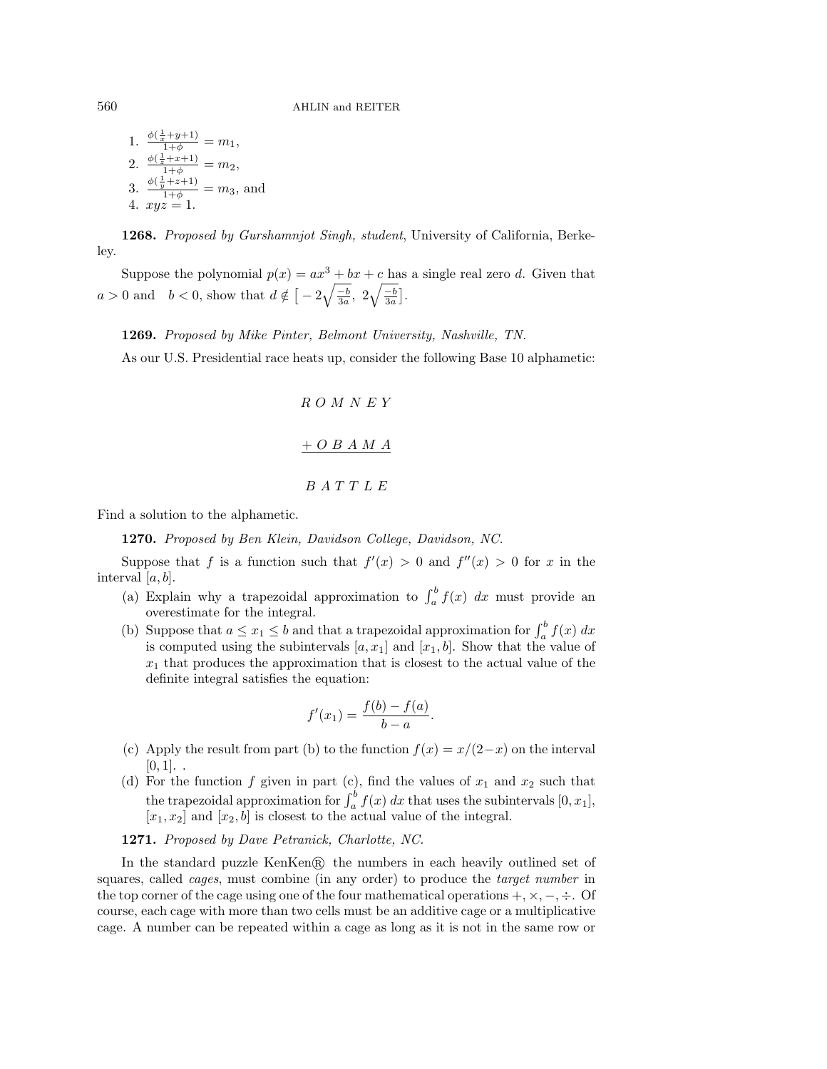1. $\frac{\phi(\frac{1}{x}+y+1)}{1+\phi} = m_1$,
2. $\frac{\phi(\frac{1}{z}+x+1)}{1+\phi} = m_2$,
3. $\frac{\phi(\frac{1}{y}+z+1)}{1+\phi} = m_3$, and
4. $xyz = 1$.

**1268.** *Proposed by Gurshamnjot Singh, student*, University of California, Berkeley.

Suppose the polynomial $p(x) = ax^3 + bx + c$ has a single real zero $d$. Given that $a > 0$ and $b < 0$, show that $d \notin \left[-2\sqrt{\frac{-b}{3a}},\ 2\sqrt{\frac{-b}{3a}}\right]$.

**1269.** *Proposed by Mike Pinter, Belmont University, Nashville, TN.*

As our U.S. Presidential race heats up, consider the following Base 10 alphametic:

$$
\begin{array}{r}
R\ O\ M\ N\ E\ Y \\
+\ O\ B\ A\ M\ A \\
\hline
B\ A\ T\ T\ L\ E
\end{array}
$$

Find a solution to the alphametic.

**1270.** *Proposed by Ben Klein, Davidson College, Davidson, NC.*

Suppose that $f$ is a function such that $f'(x) > 0$ and $f''(x) > 0$ for $x$ in the interval $[a, b]$.

(a) Explain why a trapezoidal approximation to $\int_a^b f(x)\, dx$ must provide an overestimate for the integral.

(b) Suppose that $a \le x_1 \le b$ and that a trapezoidal approximation for $\int_a^b f(x)\, dx$ is computed using the subintervals $[a, x_1]$ and $[x_1, b]$. Show that the value of $x_1$ that produces the approximation that is closest to the actual value of the definite integral satisfies the equation:

$$f'(x_1) = \frac{f(b) - f(a)}{b - a}.$$

(c) Apply the result from part (b) to the function $f(x) = x/(2-x)$ on the interval $[0, 1]$. .

(d) For the function $f$ given in part (c), find the values of $x_1$ and $x_2$ such that the trapezoidal approximation for $\int_a^b f(x)\, dx$ that uses the subintervals $[0, x_1]$, $[x_1, x_2]$ and $[x_2, b]$ is closest to the actual value of the integral.

**1271.** *Proposed by Dave Petranick, Charlotte, NC.*

In the standard puzzle KenKen® the numbers in each heavily outlined set of squares, called *cages*, must combine (in any order) to produce the *target number* in the top corner of the cage using one of the four mathematical operations $+, \times, -, \div$. Of course, each cage with more than two cells must be an additive cage or a multiplicative cage. A number can be repeated within a cage as long as it is not in the same row or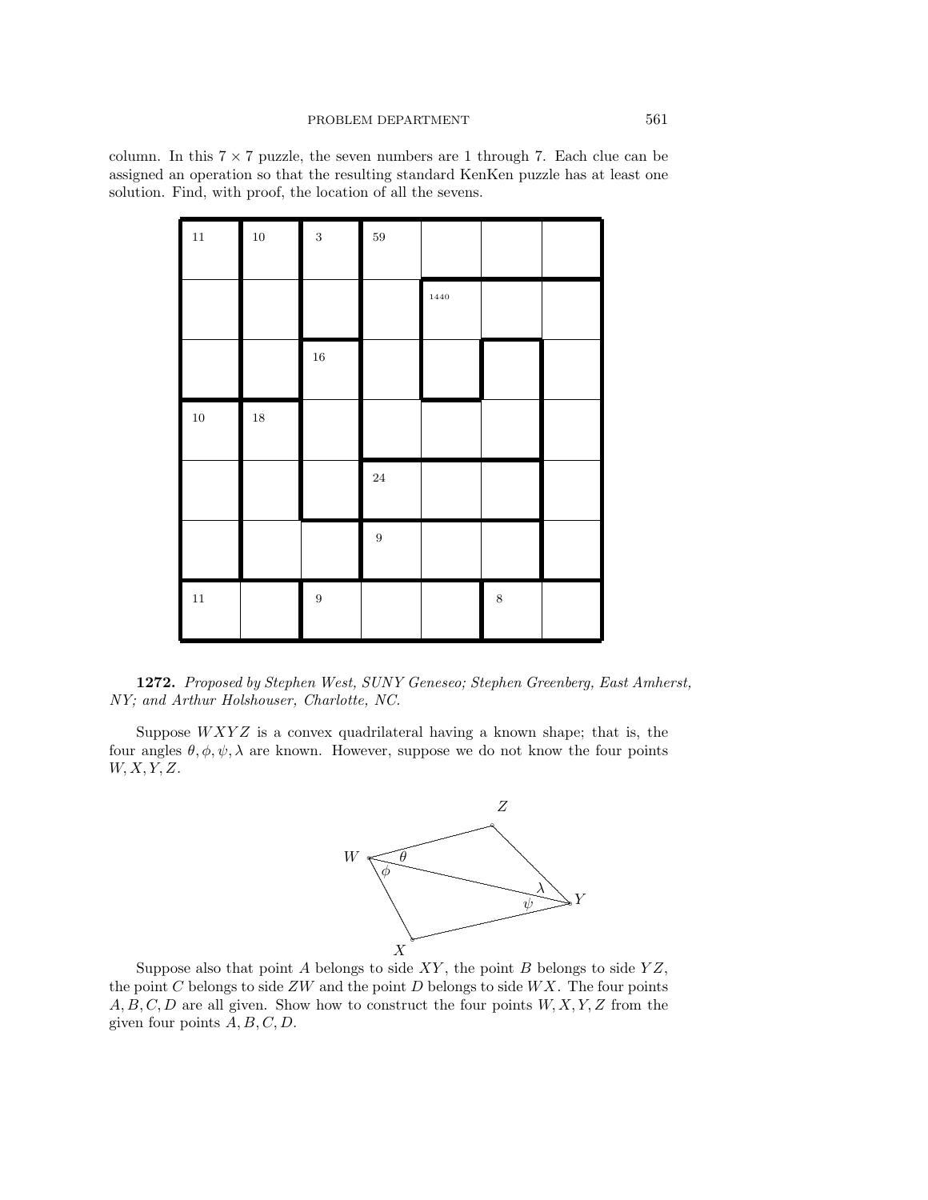column. In this $7 \times 7$ puzzle, the seven numbers are 1 through 7. Each clue can be assigned an operation so that the resulting standard KenKen puzzle has at least one solution. Find, with proof, the location of all the sevens.

| | | | | | | |
|---|---|---|---|---|---|---|
| 11 | 10 | 3 | 59 | | | |
| | | | | 1440 | | |
| | | 16 | | | | |
| 10 | 18 | | | | | |
| | | | 24 | | | |
| | | | 9 | | | |
| 11 | | 9 | | | 8 | |

**1272.** *Proposed by Stephen West, SUNY Geneseo; Stephen Greenberg, East Amherst, NY; and Arthur Holshouser, Charlotte, NC.*

Suppose $WXYZ$ is a convex quadrilateral having a known shape; that is, the four angles $\theta, \phi, \psi, \lambda$ are known. However, suppose we do not know the four points $W, X, Y, Z$.

$Z$

$W$ $\theta$ $\phi$ $\lambda$ $\psi$ $Y$

$X$

Suppose also that point $A$ belongs to side $XY$, the point $B$ belongs to side $YZ$, the point $C$ belongs to side $ZW$ and the point $D$ belongs to side $WX$. The four points $A, B, C, D$ are all given. Show how to construct the four points $W, X, Y, Z$ from the given four points $A, B, C, D$.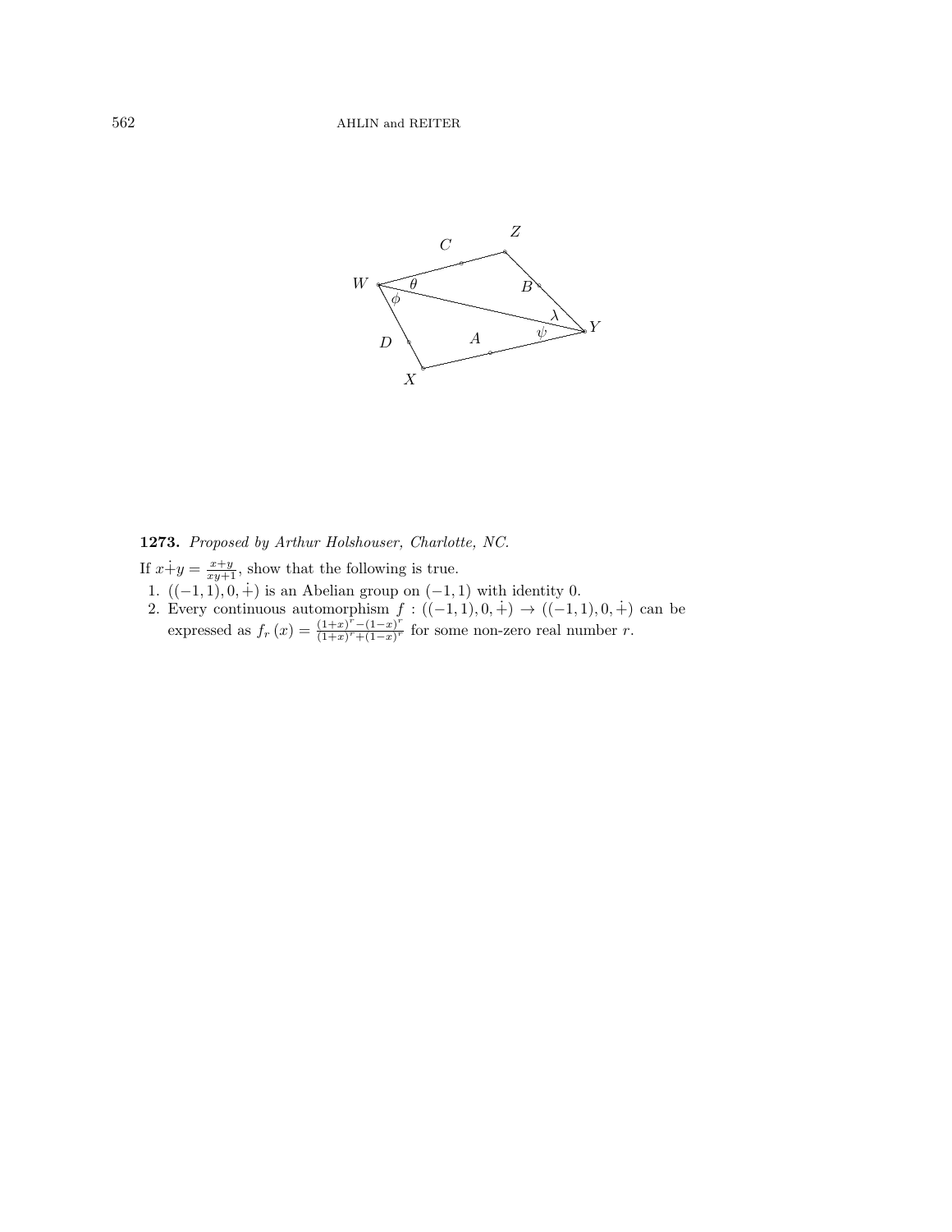W C Z θ B φ λ Y D A ψ X

**1273.** *Proposed by Arthur Holshouser, Charlotte, NC.*

If $x \dot{+} y = \frac{x+y}{xy+1}$, show that the following is true.

1. $((-1,1), 0, \dot{+})$ is an Abelian group on $(-1,1)$ with identity 0.
2. Every continuous automorphism $f : ((-1,1), 0, \dot{+}) \to ((-1,1), 0, \dot{+})$ can be expressed as $f_r(x) = \frac{(1+x)^r - (1-x)^r}{(1+x)^r + (1-x)^r}$ for some non-zero real number $r$.